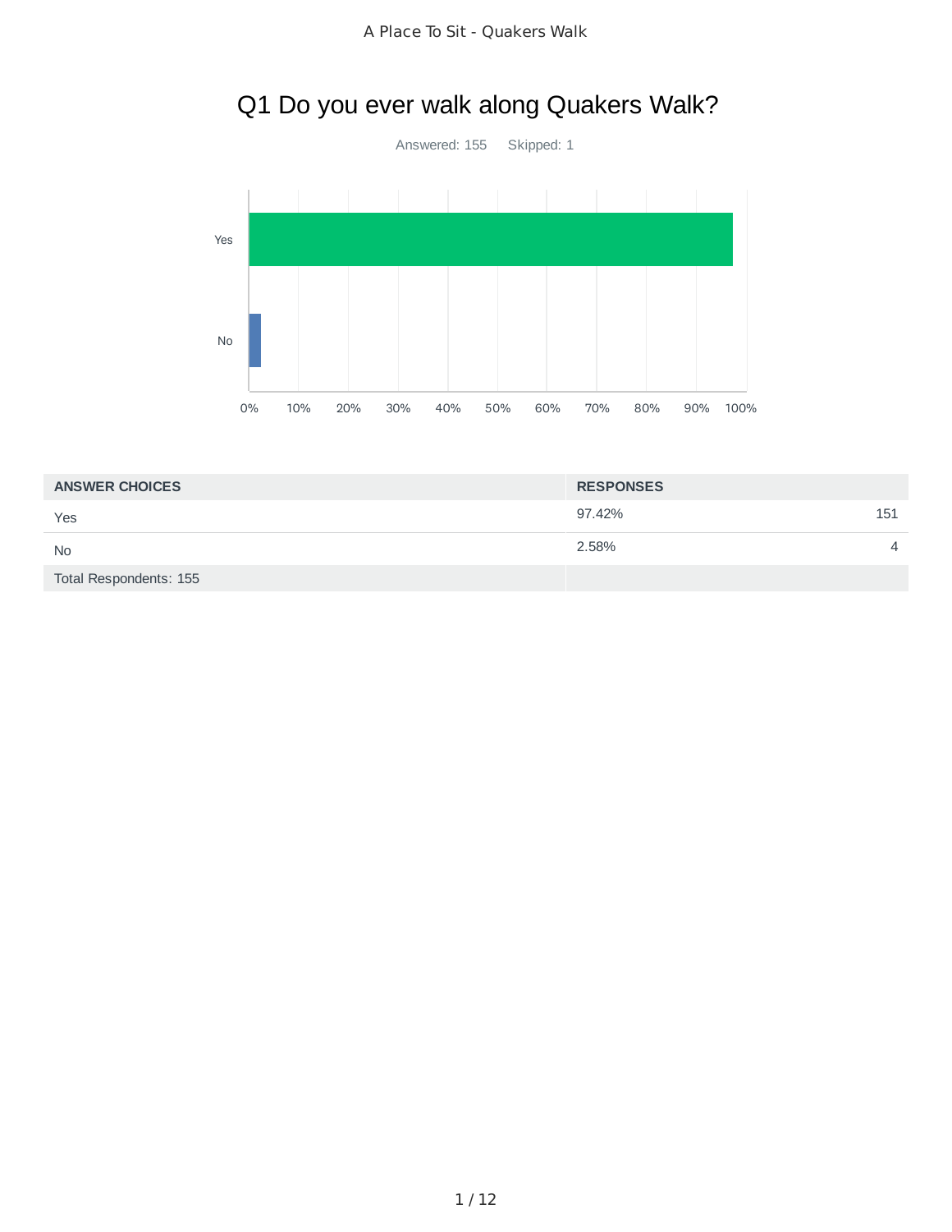# Q1 Do you ever walk along Quakers Walk?

Answered: 155 Skipped: 1

| ANSWER CHOICES | RESPONSES | |
|---|---|---|
| Yes | 97.42% | 151 |
| No | 2.58% | 4 |
| Total Respondents: 155 | | |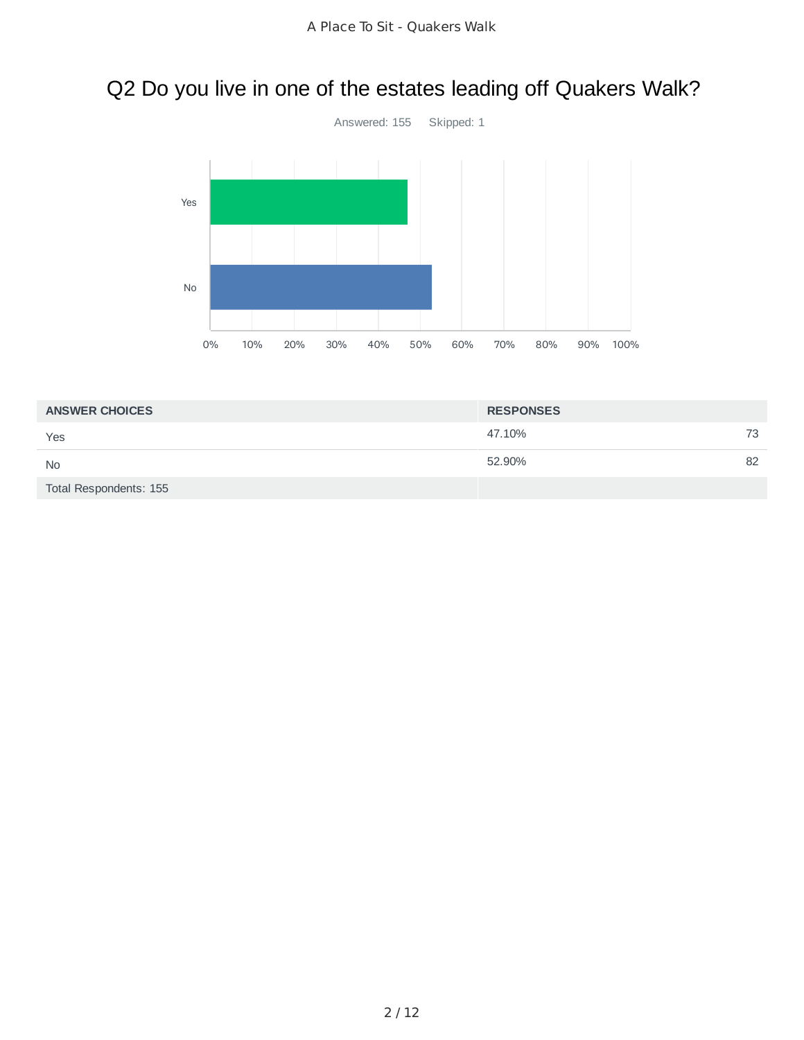# Q2 Do you live in one of the estates leading off Quakers Walk?

Answered: 155 Skipped: 1

| ANSWER CHOICES | RESPONSES | |
|---|---|---|
| Yes | 47.10% | 73 |
| No | 52.90% | 82 |
| Total Respondents: 155 | | |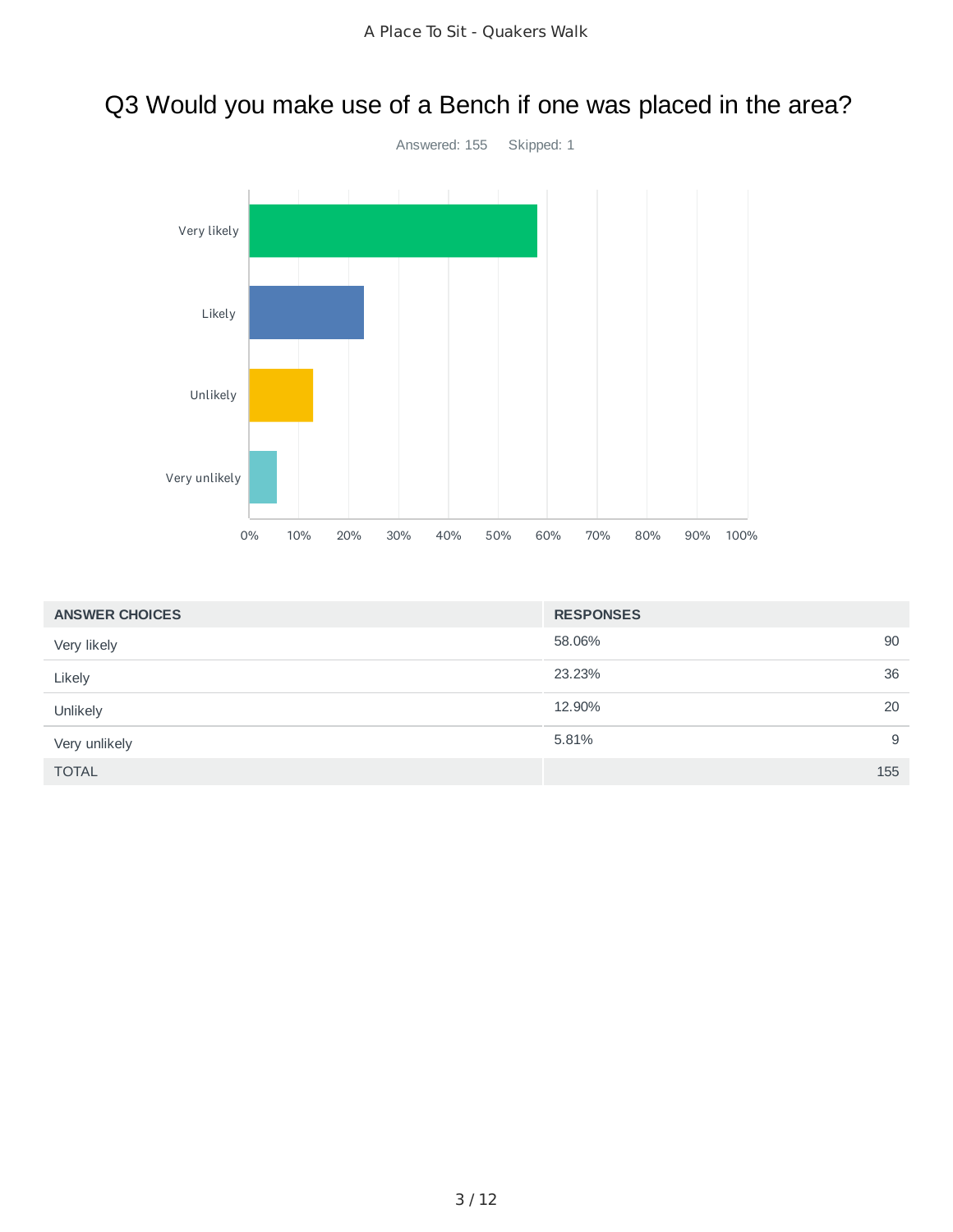# Q3 Would you make use of a Bench if one was placed in the area?

Answered: 155 Skipped: 1

| ANSWER CHOICES | RESPONSES | |
|---|---|---|
| Very likely | 58.06% | 90 |
| Likely | 23.23% | 36 |
| Unlikely | 12.90% | 20 |
| Very unlikely | 5.81% | 9 |
| TOTAL | | 155 |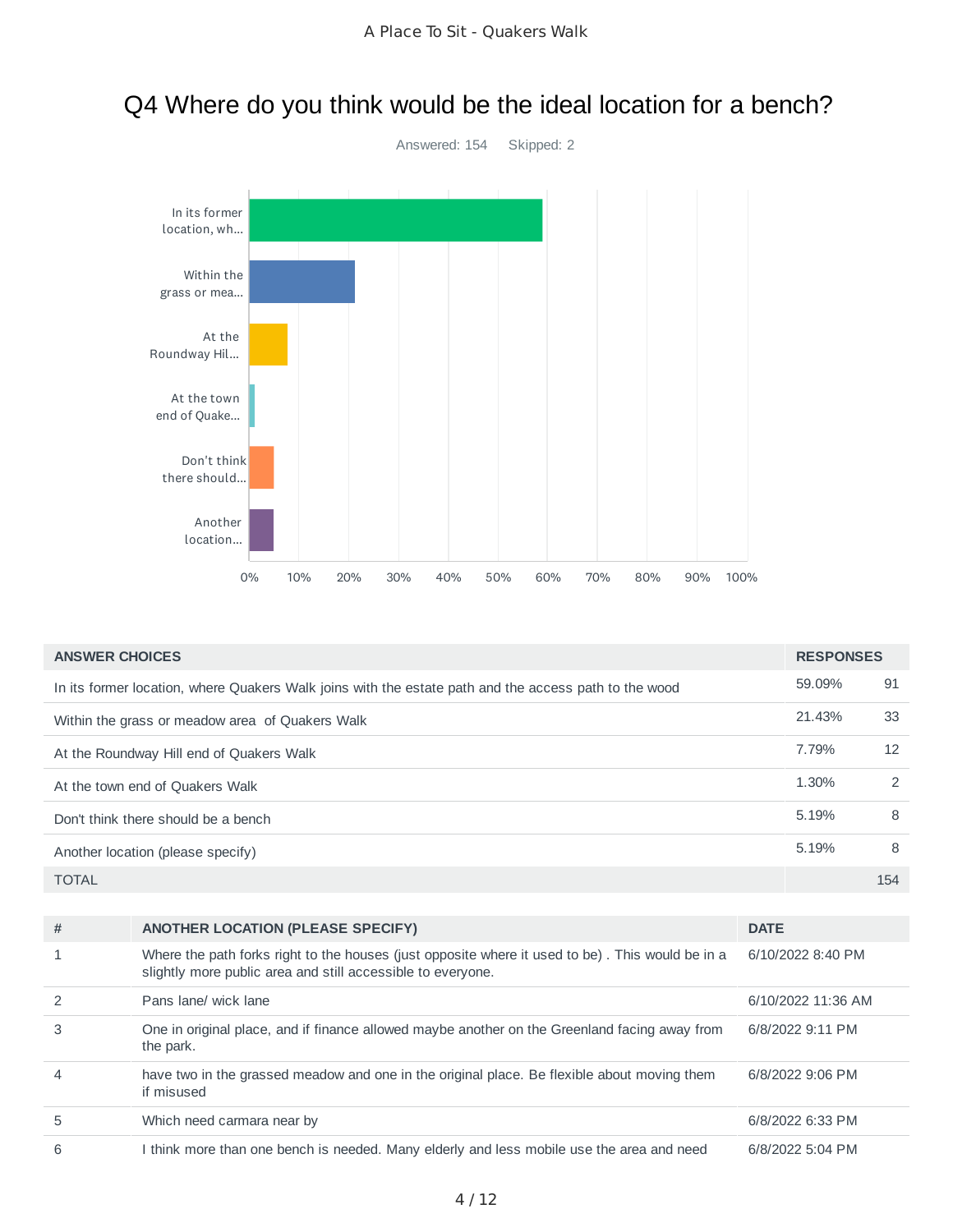# Q4 Where do you think would be the ideal location for a bench?

Answered: 154    Skipped: 2

| ANSWER CHOICES | RESPONSES | |
|---|---|---|
| In its former location, where Quakers Walk joins with the estate path and the access path to the wood | 59.09% | 91 |
| Within the grass or meadow area of Quakers Walk | 21.43% | 33 |
| At the Roundway Hill end of Quakers Walk | 7.79% | 12 |
| At the town end of Quakers Walk | 1.30% | 2 |
| Don't think there should be a bench | 5.19% | 8 |
| Another location (please specify) | 5.19% | 8 |
| TOTAL | | 154 |

| # | ANOTHER LOCATION (PLEASE SPECIFY) | DATE |
|---|---|---|
| 1 | Where the path forks right to the houses (just opposite where it used to be) . This would be in a slightly more public area and still accessible to everyone. | 6/10/2022 8:40 PM |
| 2 | Pans lane/ wick lane | 6/10/2022 11:36 AM |
| 3 | One in original place, and if finance allowed maybe another on the Greenland facing away from the park. | 6/8/2022 9:11 PM |
| 4 | have two in the grassed meadow and one in the original place. Be flexible about moving them if misused | 6/8/2022 9:06 PM |
| 5 | Which need carmara near by | 6/8/2022 6:33 PM |
| 6 | I think more than one bench is needed. Many elderly and less mobile use the area and need | 6/8/2022 5:04 PM |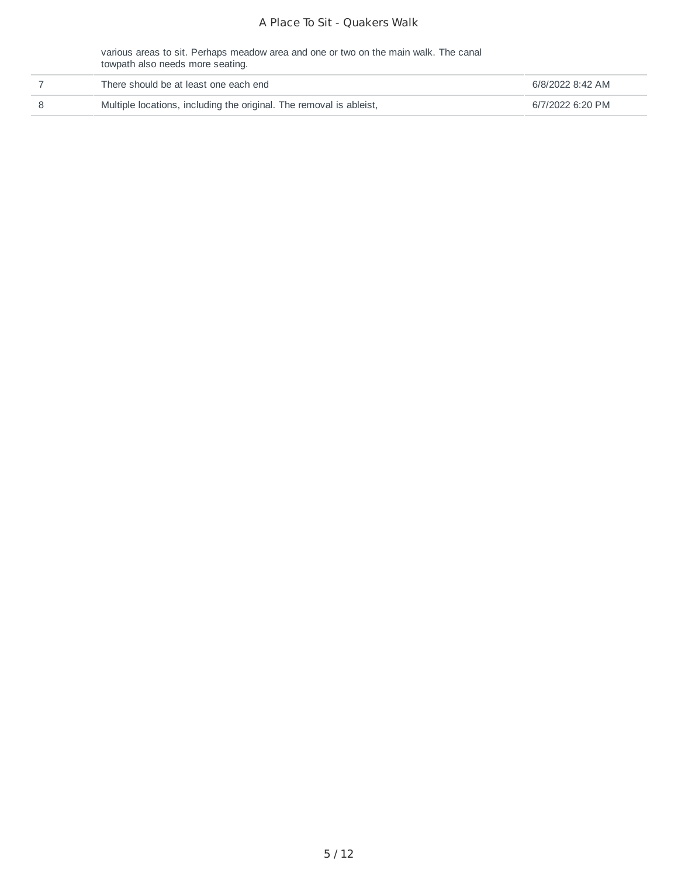| | | |
|---|---|---|
| | various areas to sit. Perhaps meadow area and one or two on the main walk. The canal towpath also needs more seating. | |
| 7 | There should be at least one each end | 6/8/2022 8:42 AM |
| 8 | Multiple locations, including the original. The removal is ableist, | 6/7/2022 6:20 PM |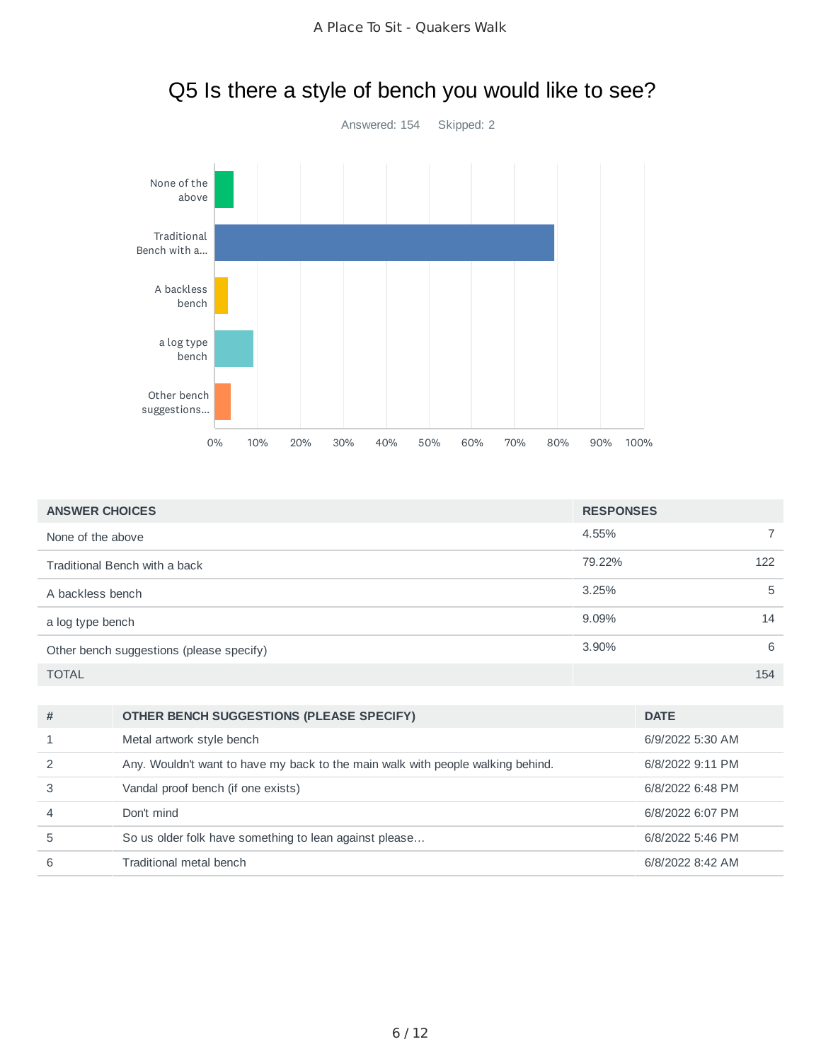## Q5 Is there a style of bench you would like to see?

Answered: 154 Skipped: 2

| ANSWER CHOICES | RESPONSES | |
|---|---|---|
| None of the above | 4.55% | 7 |
| Traditional Bench with a back | 79.22% | 122 |
| A backless bench | 3.25% | 5 |
| a log type bench | 9.09% | 14 |
| Other bench suggestions (please specify) | 3.90% | 6 |
| TOTAL | | 154 |

| # | OTHER BENCH SUGGESTIONS (PLEASE SPECIFY) | DATE |
|---|---|---|
| 1 | Metal artwork style bench | 6/9/2022 5:30 AM |
| 2 | Any. Wouldn't want to have my back to the main walk with people walking behind. | 6/8/2022 9:11 PM |
| 3 | Vandal proof bench (if one exists) | 6/8/2022 6:48 PM |
| 4 | Don't mind | 6/8/2022 6:07 PM |
| 5 | So us older folk have something to lean against please… | 6/8/2022 5:46 PM |
| 6 | Traditional metal bench | 6/8/2022 8:42 AM |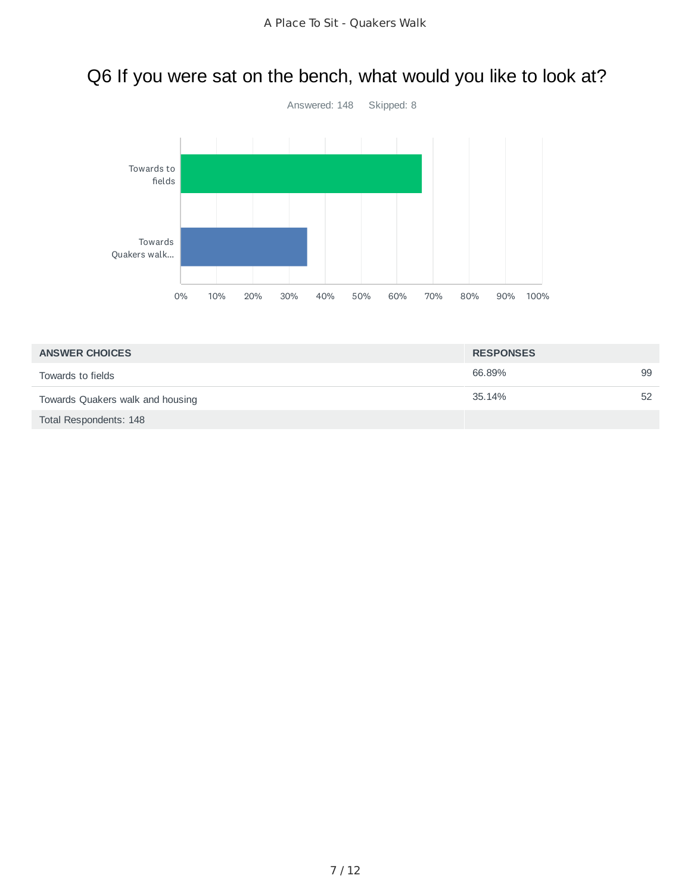# Q6 If you were sat on the bench, what would you like to look at?

Answered: 148 Skipped: 8

| ANSWER CHOICES | RESPONSES | |
|---|---|---|
| Towards to fields | 66.89% | 99 |
| Towards Quakers walk and housing | 35.14% | 52 |
| Total Respondents: 148 | | |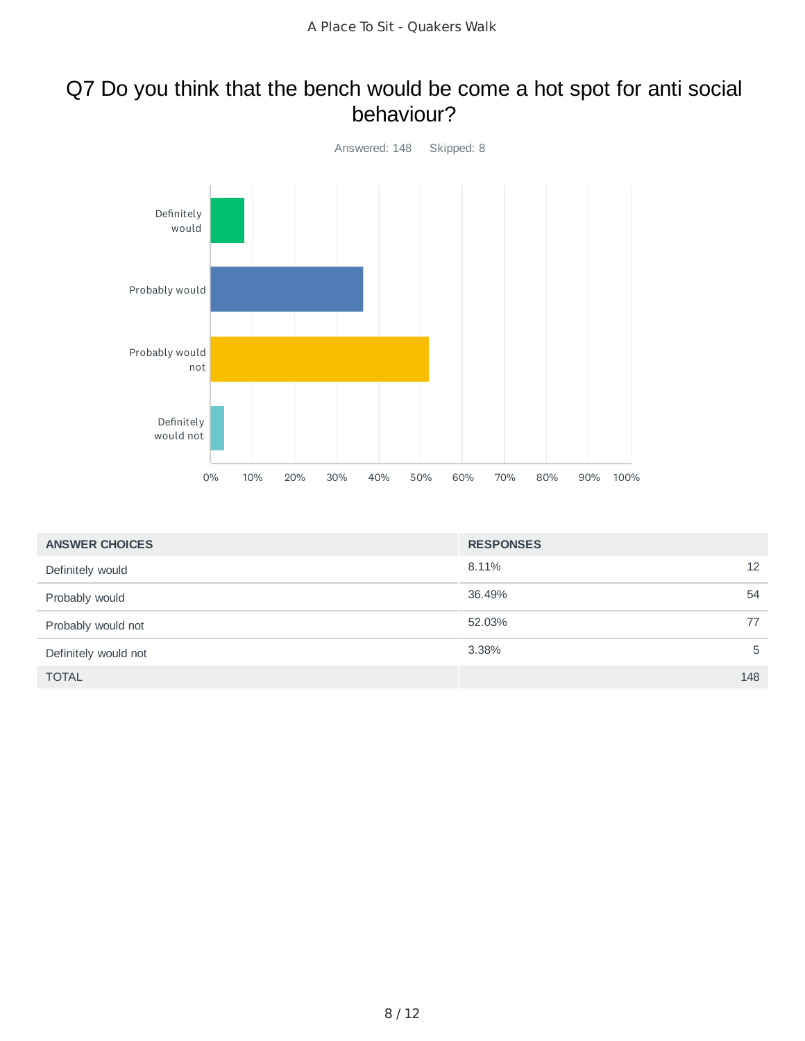# Q7 Do you think that the bench would be come a hot spot for anti social behaviour?

Answered: 148 Skipped: 8

| ANSWER CHOICES | RESPONSES | |
|---|---|---|
| Definitely would | 8.11% | 12 |
| Probably would | 36.49% | 54 |
| Probably would not | 52.03% | 77 |
| Definitely would not | 3.38% | 5 |
| TOTAL | | 148 |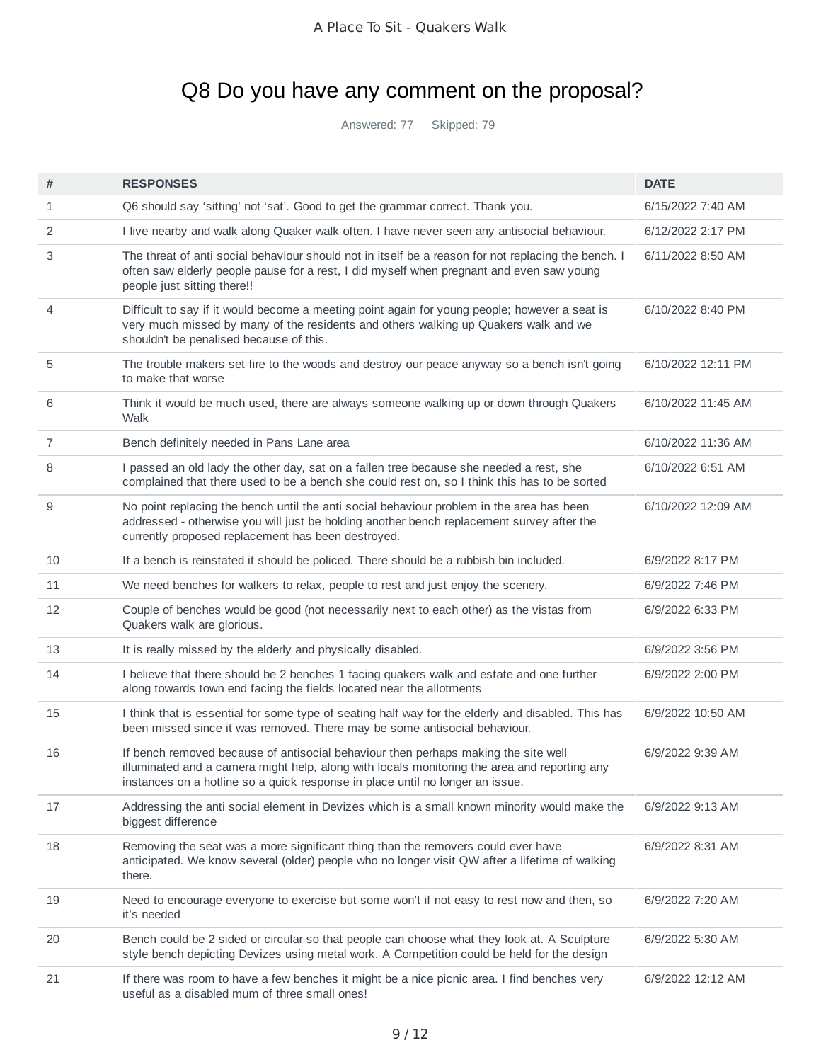# Q8 Do you have any comment on the proposal?

Answered: 77 Skipped: 79

| # | RESPONSES | DATE |
|---|---|---|
| 1 | Q6 should say ‘sitting’ not ‘sat’. Good to get the grammar correct. Thank you. | 6/15/2022 7:40 AM |
| 2 | I live nearby and walk along Quaker walk often. I have never seen any antisocial behaviour. | 6/12/2022 2:17 PM |
| 3 | The threat of anti social behaviour should not in itself be a reason for not replacing the bench. I often saw elderly people pause for a rest, I did myself when pregnant and even saw young people just sitting there!! | 6/11/2022 8:50 AM |
| 4 | Difficult to say if it would become a meeting point again for young people; however a seat is very much missed by many of the residents and others walking up Quakers walk and we shouldn't be penalised because of this. | 6/10/2022 8:40 PM |
| 5 | The trouble makers set fire to the woods and destroy our peace anyway so a bench isn't going to make that worse | 6/10/2022 12:11 PM |
| 6 | Think it would be much used, there are always someone walking up or down through Quakers Walk | 6/10/2022 11:45 AM |
| 7 | Bench definitely needed in Pans Lane area | 6/10/2022 11:36 AM |
| 8 | I passed an old lady the other day, sat on a fallen tree because she needed a rest, she complained that there used to be a bench she could rest on, so I think this has to be sorted | 6/10/2022 6:51 AM |
| 9 | No point replacing the bench until the anti social behaviour problem in the area has been addressed - otherwise you will just be holding another bench replacement survey after the currently proposed replacement has been destroyed. | 6/10/2022 12:09 AM |
| 10 | If a bench is reinstated it should be policed. There should be a rubbish bin included. | 6/9/2022 8:17 PM |
| 11 | We need benches for walkers to relax, people to rest and just enjoy the scenery. | 6/9/2022 7:46 PM |
| 12 | Couple of benches would be good (not necessarily next to each other) as the vistas from Quakers walk are glorious. | 6/9/2022 6:33 PM |
| 13 | It is really missed by the elderly and physically disabled. | 6/9/2022 3:56 PM |
| 14 | I believe that there should be 2 benches 1 facing quakers walk and estate and one further along towards town end facing the fields located near the allotments | 6/9/2022 2:00 PM |
| 15 | I think that is essential for some type of seating half way for the elderly and disabled. This has been missed since it was removed. There may be some antisocial behaviour. | 6/9/2022 10:50 AM |
| 16 | If bench removed because of antisocial behaviour then perhaps making the site well illuminated and a camera might help, along with locals monitoring the area and reporting any instances on a hotline so a quick response in place until no longer an issue. | 6/9/2022 9:39 AM |
| 17 | Addressing the anti social element in Devizes which is a small known minority would make the biggest difference | 6/9/2022 9:13 AM |
| 18 | Removing the seat was a more significant thing than the removers could ever have anticipated. We know several (older) people who no longer visit QW after a lifetime of walking there. | 6/9/2022 8:31 AM |
| 19 | Need to encourage everyone to exercise but some won’t if not easy to rest now and then, so it’s needed | 6/9/2022 7:20 AM |
| 20 | Bench could be 2 sided or circular so that people can choose what they look at. A Sculpture style bench depicting Devizes using metal work. A Competition could be held for the design | 6/9/2022 5:30 AM |
| 21 | If there was room to have a few benches it might be a nice picnic area. I find benches very useful as a disabled mum of three small ones! | 6/9/2022 12:12 AM |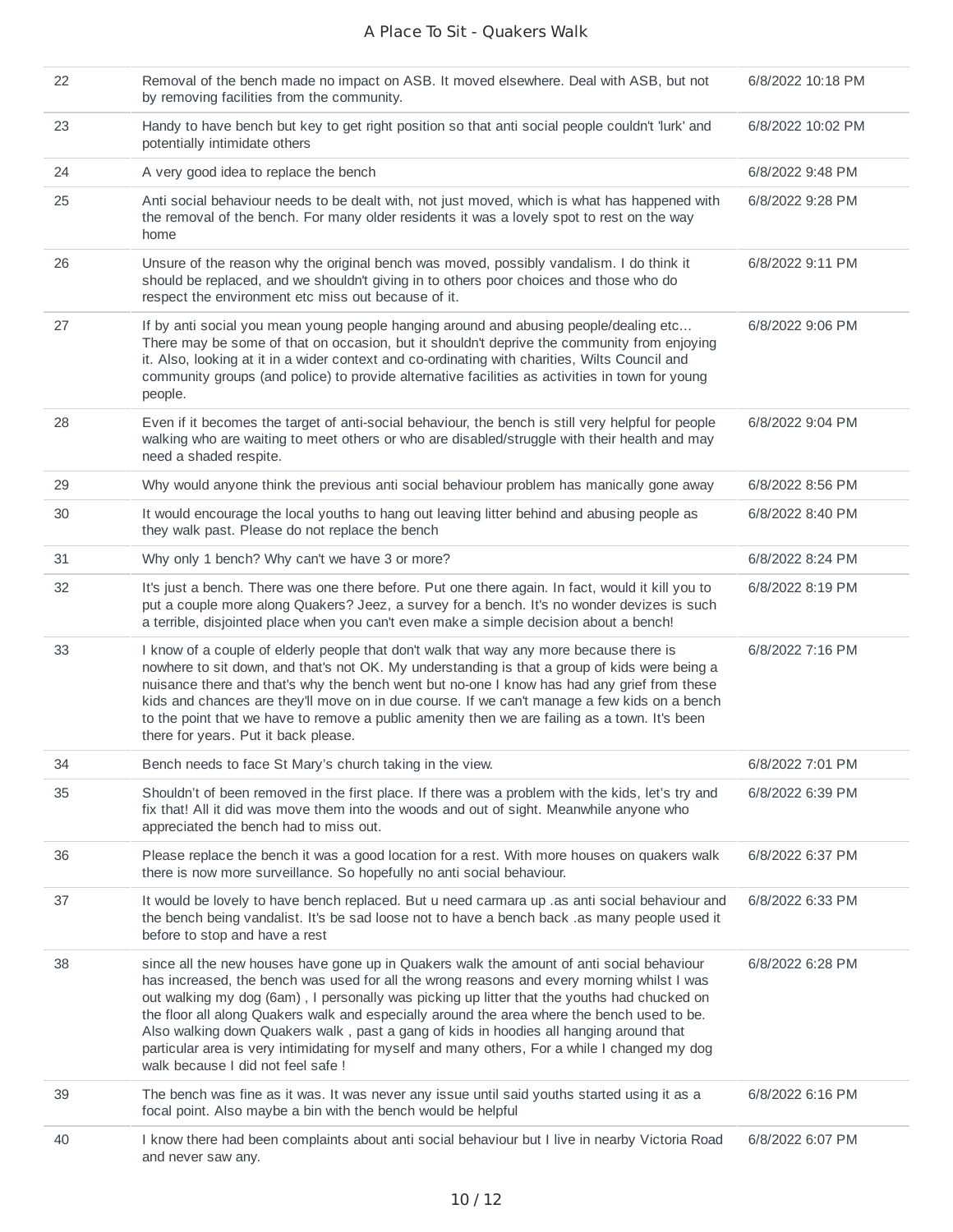| | | |
|---|---|---|
| 22 | Removal of the bench made no impact on ASB. It moved elsewhere. Deal with ASB, but not by removing facilities from the community. | 6/8/2022 10:18 PM |
| 23 | Handy to have bench but key to get right position so that anti social people couldn't 'lurk' and potentially intimidate others | 6/8/2022 10:02 PM |
| 24 | A very good idea to replace the bench | 6/8/2022 9:48 PM |
| 25 | Anti social behaviour needs to be dealt with, not just moved, which is what has happened with the removal of the bench. For many older residents it was a lovely spot to rest on the way home | 6/8/2022 9:28 PM |
| 26 | Unsure of the reason why the original bench was moved, possibly vandalism. I do think it should be replaced, and we shouldn't giving in to others poor choices and those who do respect the environment etc miss out because of it. | 6/8/2022 9:11 PM |
| 27 | If by anti social you mean young people hanging around and abusing people/dealing etc... There may be some of that on occasion, but it shouldn't deprive the community from enjoying it. Also, looking at it in a wider context and co-ordinating with charities, Wilts Council and community groups (and police) to provide alternative facilities as activities in town for young people. | 6/8/2022 9:06 PM |
| 28 | Even if it becomes the target of anti-social behaviour, the bench is still very helpful for people walking who are waiting to meet others or who are disabled/struggle with their health and may need a shaded respite. | 6/8/2022 9:04 PM |
| 29 | Why would anyone think the previous anti social behaviour problem has manically gone away | 6/8/2022 8:56 PM |
| 30 | It would encourage the local youths to hang out leaving litter behind and abusing people as they walk past. Please do not replace the bench | 6/8/2022 8:40 PM |
| 31 | Why only 1 bench? Why can't we have 3 or more? | 6/8/2022 8:24 PM |
| 32 | It's just a bench. There was one there before. Put one there again. In fact, would it kill you to put a couple more along Quakers? Jeez, a survey for a bench. It's no wonder devizes is such a terrible, disjointed place when you can't even make a simple decision about a bench! | 6/8/2022 8:19 PM |
| 33 | I know of a couple of elderly people that don't walk that way any more because there is nowhere to sit down, and that's not OK. My understanding is that a group of kids were being a nuisance there and that's why the bench went but no-one I know has had any grief from these kids and chances are they'll move on in due course. If we can't manage a few kids on a bench to the point that we have to remove a public amenity then we are failing as a town. It's been there for years. Put it back please. | 6/8/2022 7:16 PM |
| 34 | Bench needs to face St Mary's church taking in the view. | 6/8/2022 7:01 PM |
| 35 | Shouldn't of been removed in the first place. If there was a problem with the kids, let's try and fix that! All it did was move them into the woods and out of sight. Meanwhile anyone who appreciated the bench had to miss out. | 6/8/2022 6:39 PM |
| 36 | Please replace the bench it was a good location for a rest. With more houses on quakers walk there is now more surveillance. So hopefully no anti social behaviour. | 6/8/2022 6:37 PM |
| 37 | It would be lovely to have bench replaced. But u need carmara up .as anti social behaviour and the bench being vandalist. It's be sad loose not to have a bench back .as many people used it before to stop and have a rest | 6/8/2022 6:33 PM |
| 38 | since all the new houses have gone up in Quakers walk the amount of anti social behaviour has increased, the bench was used for all the wrong reasons and every morning whilst I was out walking my dog (6am) , I personally was picking up litter that the youths had chucked on the floor all along Quakers walk and especially around the area where the bench used to be. Also walking down Quakers walk , past a gang of kids in hoodies all hanging around that particular area is very intimidating for myself and many others, For a while I changed my dog walk because I did not feel safe ! | 6/8/2022 6:28 PM |
| 39 | The bench was fine as it was. It was never any issue until said youths started using it as a focal point. Also maybe a bin with the bench would be helpful | 6/8/2022 6:16 PM |
| 40 | I know there had been complaints about anti social behaviour but I live in nearby Victoria Road and never saw any. | 6/8/2022 6:07 PM |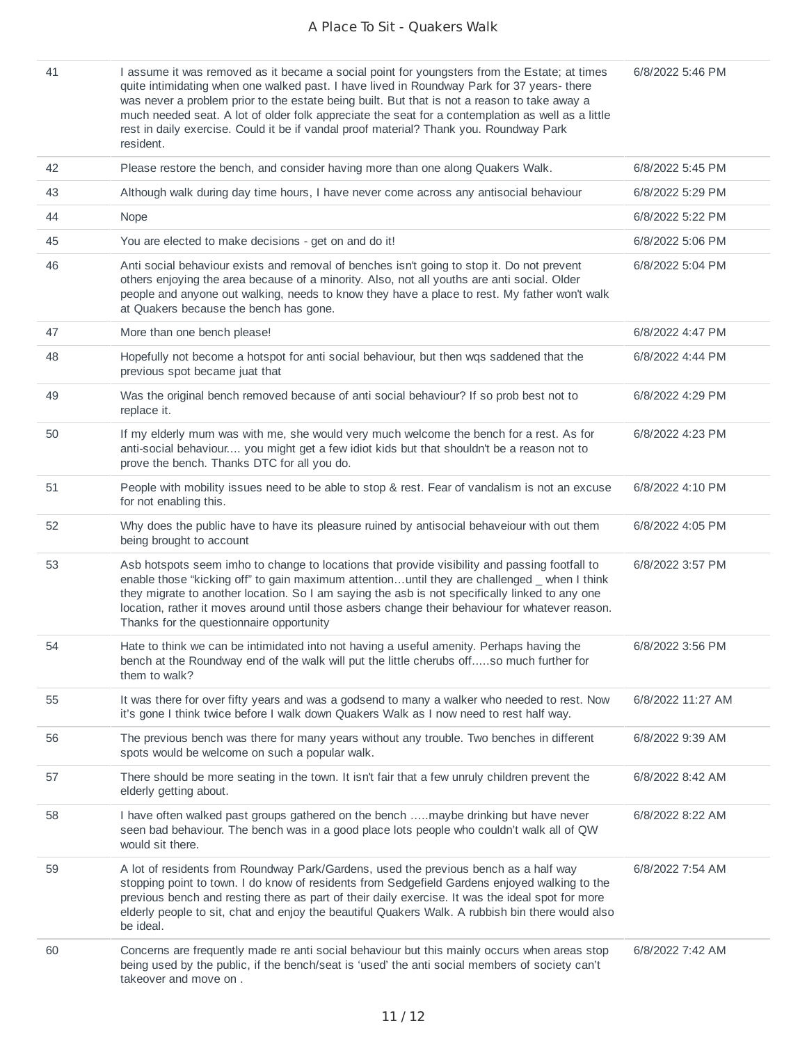| | | |
|---|---|---|
| 41 | I assume it was removed as it became a social point for youngsters from the Estate; at times quite intimidating when one walked past. I have lived in Roundway Park for 37 years- there was never a problem prior to the estate being built. But that is not a reason to take away a much needed seat. A lot of older folk appreciate the seat for a contemplation as well as a little rest in daily exercise. Could it be if vandal proof material? Thank you. Roundway Park resident. | 6/8/2022 5:46 PM |
| 42 | Please restore the bench, and consider having more than one along Quakers Walk. | 6/8/2022 5:45 PM |
| 43 | Although walk during day time hours, I have never come across any antisocial behaviour | 6/8/2022 5:29 PM |
| 44 | Nope | 6/8/2022 5:22 PM |
| 45 | You are elected to make decisions - get on and do it! | 6/8/2022 5:06 PM |
| 46 | Anti social behaviour exists and removal of benches isn't going to stop it. Do not prevent others enjoying the area because of a minority. Also, not all youths are anti social. Older people and anyone out walking, needs to know they have a place to rest. My father won't walk at Quakers because the bench has gone. | 6/8/2022 5:04 PM |
| 47 | More than one bench please! | 6/8/2022 4:47 PM |
| 48 | Hopefully not become a hotspot for anti social behaviour, but then wqs saddened that the previous spot became juat that | 6/8/2022 4:44 PM |
| 49 | Was the original bench removed because of anti social behaviour? If so prob best not to replace it. | 6/8/2022 4:29 PM |
| 50 | If my elderly mum was with me, she would very much welcome the bench for a rest. As for anti-social behaviour.... you might get a few idiot kids but that shouldn't be a reason not to prove the bench. Thanks DTC for all you do. | 6/8/2022 4:23 PM |
| 51 | People with mobility issues need to be able to stop & rest. Fear of vandalism is not an excuse for not enabling this. | 6/8/2022 4:10 PM |
| 52 | Why does the public have to have its pleasure ruined by antisocial behaveiour with out them being brought to account | 6/8/2022 4:05 PM |
| 53 | Asb hotspots seem imho to change to locations that provide visibility and passing footfall to enable those "kicking off" to gain maximum attention…until they are challenged _ when I think they migrate to another location. So I am saying the asb is not specifically linked to any one location, rather it moves around until those asbers change their behaviour for whatever reason. Thanks for the questionnaire opportunity | 6/8/2022 3:57 PM |
| 54 | Hate to think we can be intimidated into not having a useful amenity. Perhaps having the bench at the Roundway end of the walk will put the little cherubs off…..so much further for them to walk? | 6/8/2022 3:56 PM |
| 55 | It was there for over fifty years and was a godsend to many a walker who needed to rest. Now it's gone I think twice before I walk down Quakers Walk as I now need to rest half way. | 6/8/2022 11:27 AM |
| 56 | The previous bench was there for many years without any trouble. Two benches in different spots would be welcome on such a popular walk. | 6/8/2022 9:39 AM |
| 57 | There should be more seating in the town. It isn't fair that a few unruly children prevent the elderly getting about. | 6/8/2022 8:42 AM |
| 58 | I have often walked past groups gathered on the bench …..maybe drinking but have never seen bad behaviour. The bench was in a good place lots people who couldn't walk all of QW would sit there. | 6/8/2022 8:22 AM |
| 59 | A lot of residents from Roundway Park/Gardens, used the previous bench as a half way stopping point to town. I do know of residents from Sedgefield Gardens enjoyed walking to the previous bench and resting there as part of their daily exercise. It was the ideal spot for more elderly people to sit, chat and enjoy the beautiful Quakers Walk. A rubbish bin there would also be ideal. | 6/8/2022 7:54 AM |
| 60 | Concerns are frequently made re anti social behaviour but this mainly occurs when areas stop being used by the public, if the bench/seat is 'used' the anti social members of society can't takeover and move on . | 6/8/2022 7:42 AM |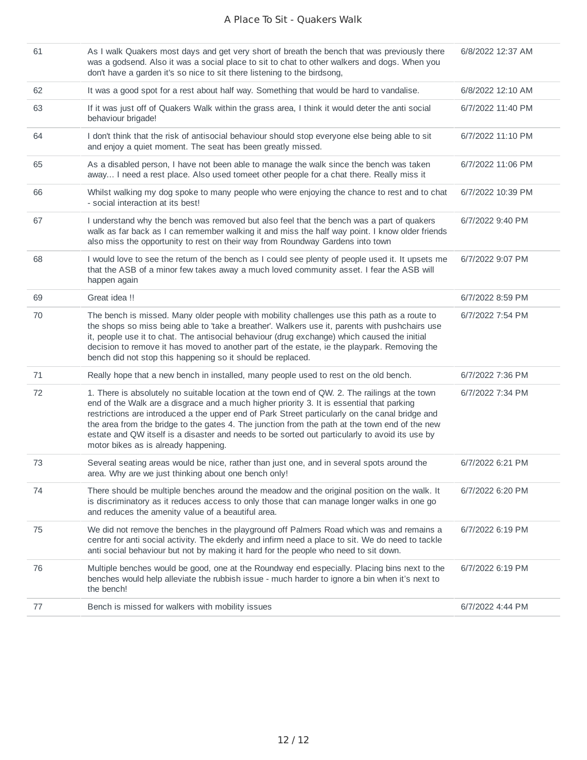| | | |
|---|---|---|
| 61 | As I walk Quakers most days and get very short of breath the bench that was previously there was a godsend. Also it was a social place to sit to chat to other walkers and dogs. When you don't have a garden it's so nice to sit there listening to the birdsong, | 6/8/2022 12:37 AM |
| 62 | It was a good spot for a rest about half way. Something that would be hard to vandalise. | 6/8/2022 12:10 AM |
| 63 | If it was just off of Quakers Walk within the grass area, I think it would deter the anti social behaviour brigade! | 6/7/2022 11:40 PM |
| 64 | I don't think that the risk of antisocial behaviour should stop everyone else being able to sit and enjoy a quiet moment. The seat has been greatly missed. | 6/7/2022 11:10 PM |
| 65 | As a disabled person, I have not been able to manage the walk since the bench was taken away... I need a rest place. Also used tomeet other people for a chat there. Really miss it | 6/7/2022 11:06 PM |
| 66 | Whilst walking my dog spoke to many people who were enjoying the chance to rest and to chat - social interaction at its best! | 6/7/2022 10:39 PM |
| 67 | I understand why the bench was removed but also feel that the bench was a part of quakers walk as far back as I can remember walking it and miss the half way point. I know older friends also miss the opportunity to rest on their way from Roundway Gardens into town | 6/7/2022 9:40 PM |
| 68 | I would love to see the return of the bench as I could see plenty of people used it. It upsets me that the ASB of a minor few takes away a much loved community asset. I fear the ASB will happen again | 6/7/2022 9:07 PM |
| 69 | Great idea !! | 6/7/2022 8:59 PM |
| 70 | The bench is missed. Many older people with mobility challenges use this path as a route to the shops so miss being able to 'take a breather'. Walkers use it, parents with pushchairs use it, people use it to chat. The antisocial behaviour (drug exchange) which caused the initial decision to remove it has moved to another part of the estate, ie the playpark. Removing the bench did not stop this happening so it should be replaced. | 6/7/2022 7:54 PM |
| 71 | Really hope that a new bench in installed, many people used to rest on the old bench. | 6/7/2022 7:36 PM |
| 72 | 1. There is absolutely no suitable location at the town end of QW. 2. The railings at the town end of the Walk are a disgrace and a much higher priority 3. It is essential that parking restrictions are introduced a the upper end of Park Street particularly on the canal bridge and the area from the bridge to the gates 4. The junction from the path at the town end of the new estate and QW itself is a disaster and needs to be sorted out particularly to avoid its use by motor bikes as is already happening. | 6/7/2022 7:34 PM |
| 73 | Several seating areas would be nice, rather than just one, and in several spots around the area. Why are we just thinking about one bench only! | 6/7/2022 6:21 PM |
| 74 | There should be multiple benches around the meadow and the original position on the walk. It is discriminatory as it reduces access to only those that can manage longer walks in one go and reduces the amenity value of a beautiful area. | 6/7/2022 6:20 PM |
| 75 | We did not remove the benches in the playground off Palmers Road which was and remains a centre for anti social activity. The ekderly and infirm need a place to sit. We do need to tackle anti social behaviour but not by making it hard for the people who need to sit down. | 6/7/2022 6:19 PM |
| 76 | Multiple benches would be good, one at the Roundway end especially. Placing bins next to the benches would help alleviate the rubbish issue - much harder to ignore a bin when it's next to the bench! | 6/7/2022 6:19 PM |
| 77 | Bench is missed for walkers with mobility issues | 6/7/2022 4:44 PM |